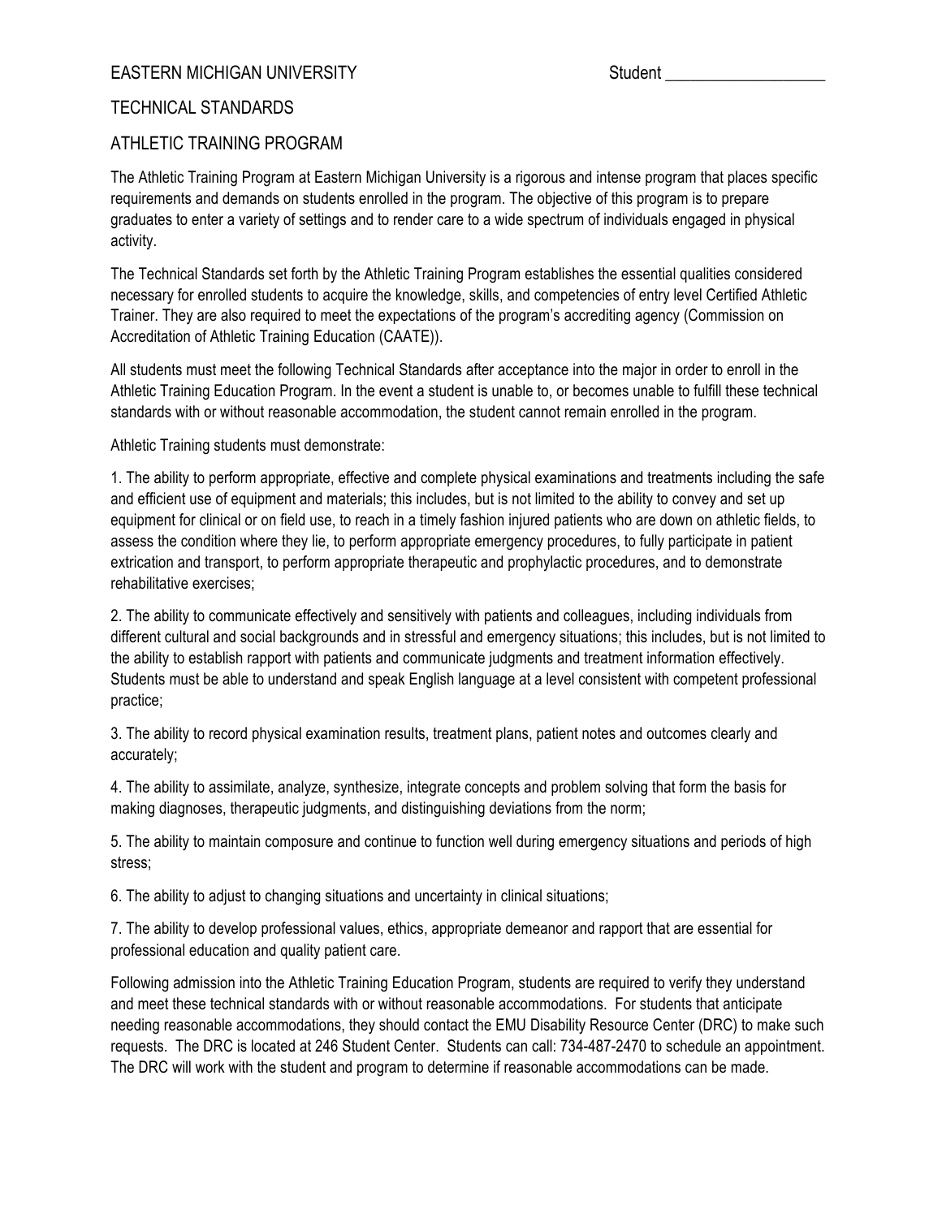EASTERN MICHIGAN UNIVERSITY Student ___________________

TECHNICAL STANDARDS

ATHLETIC TRAINING PROGRAM

The Athletic Training Program at Eastern Michigan University is a rigorous and intense program that places specific requirements and demands on students enrolled in the program. The objective of this program is to prepare graduates to enter a variety of settings and to render care to a wide spectrum of individuals engaged in physical activity.

The Technical Standards set forth by the Athletic Training Program establishes the essential qualities considered necessary for enrolled students to acquire the knowledge, skills, and competencies of entry level Certified Athletic Trainer. They are also required to meet the expectations of the program's accrediting agency (Commission on Accreditation of Athletic Training Education (CAATE)).

All students must meet the following Technical Standards after acceptance into the major in order to enroll in the Athletic Training Education Program. In the event a student is unable to, or becomes unable to fulfill these technical standards with or without reasonable accommodation, the student cannot remain enrolled in the program.

Athletic Training students must demonstrate:

1. The ability to perform appropriate, effective and complete physical examinations and treatments including the safe and efficient use of equipment and materials; this includes, but is not limited to the ability to convey and set up equipment for clinical or on field use, to reach in a timely fashion injured patients who are down on athletic fields, to assess the condition where they lie, to perform appropriate emergency procedures, to fully participate in patient extrication and transport, to perform appropriate therapeutic and prophylactic procedures, and to demonstrate rehabilitative exercises;

2. The ability to communicate effectively and sensitively with patients and colleagues, including individuals from different cultural and social backgrounds and in stressful and emergency situations; this includes, but is not limited to the ability to establish rapport with patients and communicate judgments and treatment information effectively. Students must be able to understand and speak English language at a level consistent with competent professional practice;

3. The ability to record physical examination results, treatment plans, patient notes and outcomes clearly and accurately;

4. The ability to assimilate, analyze, synthesize, integrate concepts and problem solving that form the basis for making diagnoses, therapeutic judgments, and distinguishing deviations from the norm;

5. The ability to maintain composure and continue to function well during emergency situations and periods of high stress;

6. The ability to adjust to changing situations and uncertainty in clinical situations;

7. The ability to develop professional values, ethics, appropriate demeanor and rapport that are essential for professional education and quality patient care.

Following admission into the Athletic Training Education Program, students are required to verify they understand and meet these technical standards with or without reasonable accommodations. For students that anticipate needing reasonable accommodations, they should contact the EMU Disability Resource Center (DRC) to make such requests. The DRC is located at 246 Student Center. Students can call: 734-487-2470 to schedule an appointment. The DRC will work with the student and program to determine if reasonable accommodations can be made.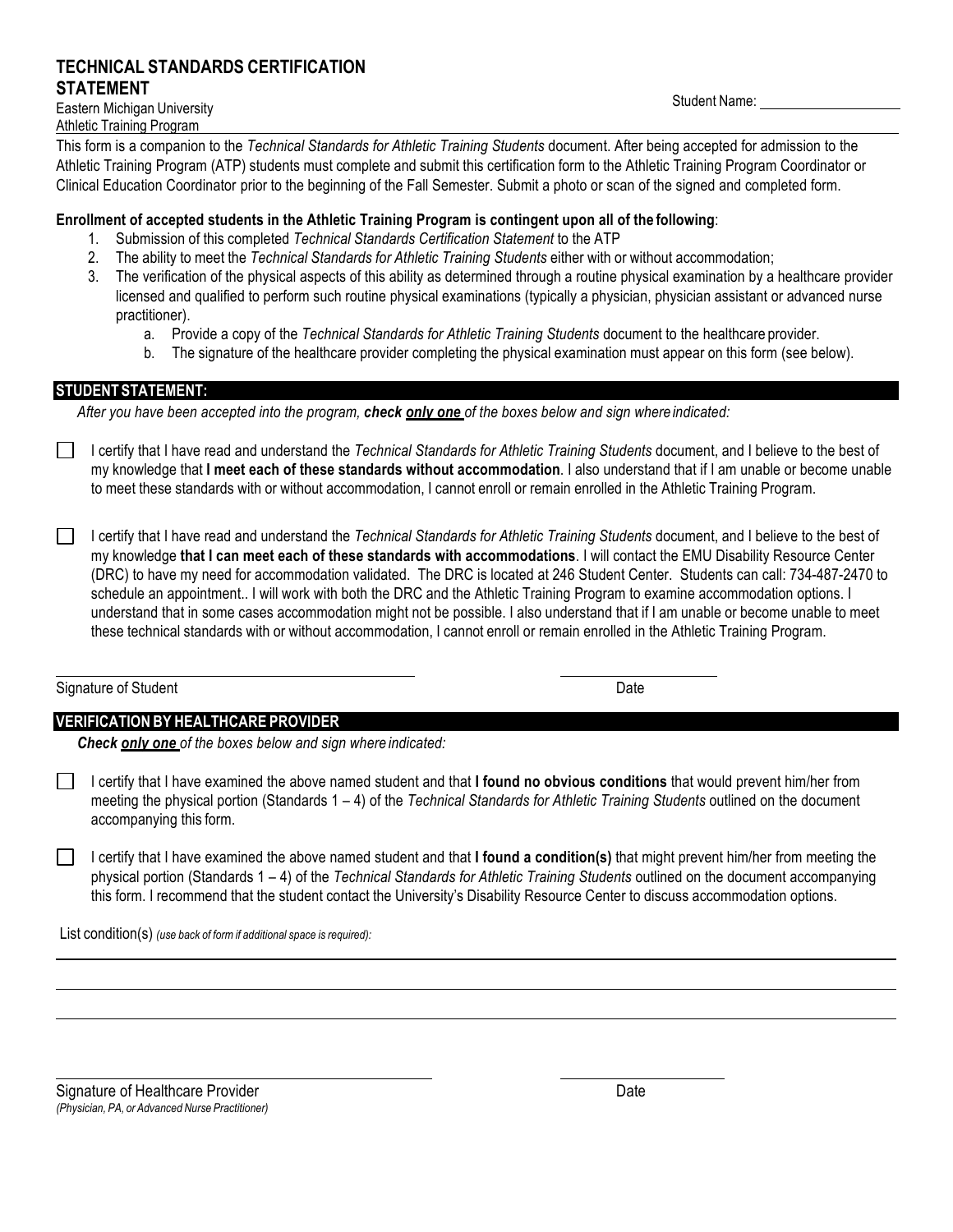# TECHNICAL STANDARDS CERTIFICATION STATEMENT

Eastern Michigan University
Athletic Training Program

Student Name: ____________________

This form is a companion to the *Technical Standards for Athletic Training Students* document. After being accepted for admission to the Athletic Training Program (ATP) students must complete and submit this certification form to the Athletic Training Program Coordinator or Clinical Education Coordinator prior to the beginning of the Fall Semester. Submit a photo or scan of the signed and completed form.

**Enrollment of accepted students in the Athletic Training Program is contingent upon all of the following**:

1. Submission of this completed *Technical Standards Certification Statement* to the ATP
2. The ability to meet the *Technical Standards for Athletic Training Students* either with or without accommodation;
3. The verification of the physical aspects of this ability as determined through a routine physical examination by a healthcare provider licensed and qualified to perform such routine physical examinations (typically a physician, physician assistant or advanced nurse practitioner).
   a. Provide a copy of the *Technical Standards for Athletic Training Students* document to the healthcare provider.
   b. The signature of the healthcare provider completing the physical examination must appear on this form (see below).

## STUDENT STATEMENT:

*After you have been accepted into the program, **check <u>only one</u>** of the boxes below and sign where indicated:*

☐ I certify that I have read and understand the *Technical Standards for Athletic Training Students* document, and I believe to the best of my knowledge that **I meet each of these standards without accommodation**. I also understand that if I am unable or become unable to meet these standards with or without accommodation, I cannot enroll or remain enrolled in the Athletic Training Program.

☐ I certify that I have read and understand the *Technical Standards for Athletic Training Students* document, and I believe to the best of my knowledge **that I can meet each of these standards with accommodations**. I will contact the EMU Disability Resource Center (DRC) to have my need for accommodation validated. The DRC is located at 246 Student Center. Students can call: 734-487-2470 to schedule an appointment.. I will work with both the DRC and the Athletic Training Program to examine accommodation options. I understand that in some cases accommodation might not be possible. I also understand that if I am unable or become unable to meet these technical standards with or without accommodation, I cannot enroll or remain enrolled in the Athletic Training Program.

______________________________ ______________
Signature of Student Date

## VERIFICATION BY HEALTHCARE PROVIDER

***Check <u>only one</u>** of the boxes below and sign where indicated:*

☐ I certify that I have examined the above named student and that **I found no obvious conditions** that would prevent him/her from meeting the physical portion (Standards 1 – 4) of the *Technical Standards for Athletic Training Students* outlined on the document accompanying this form.

☐ I certify that I have examined the above named student and that **I found a condition(s)** that might prevent him/her from meeting the physical portion (Standards 1 – 4) of the *Technical Standards for Athletic Training Students* outlined on the document accompanying this form. I recommend that the student contact the University's Disability Resource Center to discuss accommodation options.

List condition(s) *(use back of form if additional space is required):*

______________________________

______________________________

______________________________

______________________________ ______________
Signature of Healthcare Provider Date
*(Physician, PA, or Advanced Nurse Practitioner)*